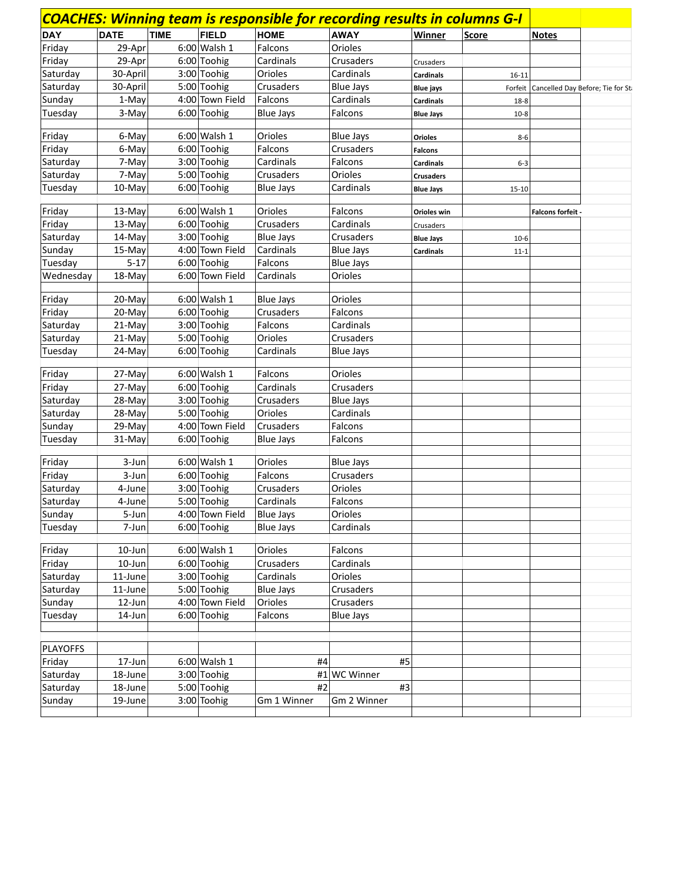| COACHES: Winning team is responsible for recording results in columns G-I | | | | | | | | | |
|---|---|---|---|---|---|---|---|---|---|
| **DAY** | **DATE** | **TIME** | **FIELD** | **HOME** | **AWAY** | **Winner** | **Score** | **Notes** | |
| Friday | 29-Apr | 6:00 | Walsh 1 | Falcons | Orioles | | | | |
| Friday | 29-Apr | 6:00 | Toohig | Cardinals | Crusaders | Crusaders | | | |
| Saturday | 30-April | 3:00 | Toohig | Orioles | Cardinals | **Cardinals** | 16-11 | | |
| Saturday | 30-April | 5:00 | Toohig | Crusaders | Blue Jays | **Blue jays** | Forfeit | Cancelled Day Before; Tie for St | |
| Sunday | 1-May | 4:00 | Town Field | Falcons | Cardinals | **Cardinals** | 18-8 | | |
| Tuesday | 3-May | 6:00 | Toohig | Blue Jays | Falcons | **Blue Jays** | 10-8 | | |
| | | | | | | | | | |
| Friday | 6-May | 6:00 | Walsh 1 | Orioles | Blue Jays | **Orioles** | 8-6 | | |
| Friday | 6-May | 6:00 | Toohig | Falcons | Crusaders | **Falcons** | | | |
| Saturday | 7-May | 3:00 | Toohig | Cardinals | Falcons | **Cardinals** | 6-3 | | |
| Saturday | 7-May | 5:00 | Toohig | Crusaders | Orioles | **Crusaders** | | | |
| Tuesday | 10-May | 6:00 | Toohig | Blue Jays | Cardinals | **Blue Jays** | 15-10 | | |
| | | | | | | | | | |
| Friday | 13-May | 6:00 | Walsh 1 | Orioles | Falcons | **Orioles win** | | **Falcons forfeit -** | |
| Friday | 13-May | 6:00 | Toohig | Crusaders | Cardinals | Crusaders | | | |
| Saturday | 14-May | 3:00 | Toohig | Blue Jays | Crusaders | **Blue Jays** | 10-6 | | |
| Sunday | 15-May | 4:00 | Town Field | Cardinals | Blue Jays | **Cardinals** | 11-1 | | |
| Tuesday | 5-17 | 6:00 | Toohig | Falcons | Blue Jays | | | | |
| Wednesday | 18-May | 6:00 | Town Field | Cardinals | Orioles | | | | |
| | | | | | | | | | |
| Friday | 20-May | 6:00 | Walsh 1 | Blue Jays | Orioles | | | | |
| Friday | 20-May | 6:00 | Toohig | Crusaders | Falcons | | | | |
| Saturday | 21-May | 3:00 | Toohig | Falcons | Cardinals | | | | |
| Saturday | 21-May | 5:00 | Toohig | Orioles | Crusaders | | | | |
| Tuesday | 24-May | 6:00 | Toohig | Cardinals | Blue Jays | | | | |
| | | | | | | | | | |
| Friday | 27-May | 6:00 | Walsh 1 | Falcons | Orioles | | | | |
| Friday | 27-May | 6:00 | Toohig | Cardinals | Crusaders | | | | |
| Saturday | 28-May | 3:00 | Toohig | Crusaders | Blue Jays | | | | |
| Saturday | 28-May | 5:00 | Toohig | Orioles | Cardinals | | | | |
| Sunday | 29-May | 4:00 | Town Field | Crusaders | Falcons | | | | |
| Tuesday | 31-May | 6:00 | Toohig | Blue Jays | Falcons | | | | |
| | | | | | | | | | |
| Friday | 3-Jun | 6:00 | Walsh 1 | Orioles | Blue Jays | | | | |
| Friday | 3-Jun | 6:00 | Toohig | Falcons | Crusaders | | | | |
| Saturday | 4-June | 3:00 | Toohig | Crusaders | Orioles | | | | |
| Saturday | 4-June | 5:00 | Toohig | Cardinals | Falcons | | | | |
| Sunday | 5-Jun | 4:00 | Town Field | Blue Jays | Orioles | | | | |
| Tuesday | 7-Jun | 6:00 | Toohig | Blue Jays | Cardinals | | | | |
| | | | | | | | | | |
| Friday | 10-Jun | 6:00 | Walsh 1 | Orioles | Falcons | | | | |
| Friday | 10-Jun | 6:00 | Toohig | Crusaders | Cardinals | | | | |
| Saturday | 11-June | 3:00 | Toohig | Cardinals | Orioles | | | | |
| Saturday | 11-June | 5:00 | Toohig | Blue Jays | Crusaders | | | | |
| Sunday | 12-Jun | 4:00 | Town Field | Orioles | Crusaders | | | | |
| Tuesday | 14-Jun | 6:00 | Toohig | Falcons | Blue Jays | | | | |
| | | | | | | | | | |
| | | | | | | | | | |
| PLAYOFFS | | | | | | | | | |
| Friday | 17-Jun | 6:00 | Walsh 1 | #4 | #5 | | | | |
| Saturday | 18-June | 3:00 | Toohig | #1 | WC Winner | | | | |
| Saturday | 18-June | 5:00 | Toohig | #2 | #3 | | | | |
| Sunday | 19-June | 3:00 | Toohig | Gm 1 Winner | Gm 2 Winner | | | | |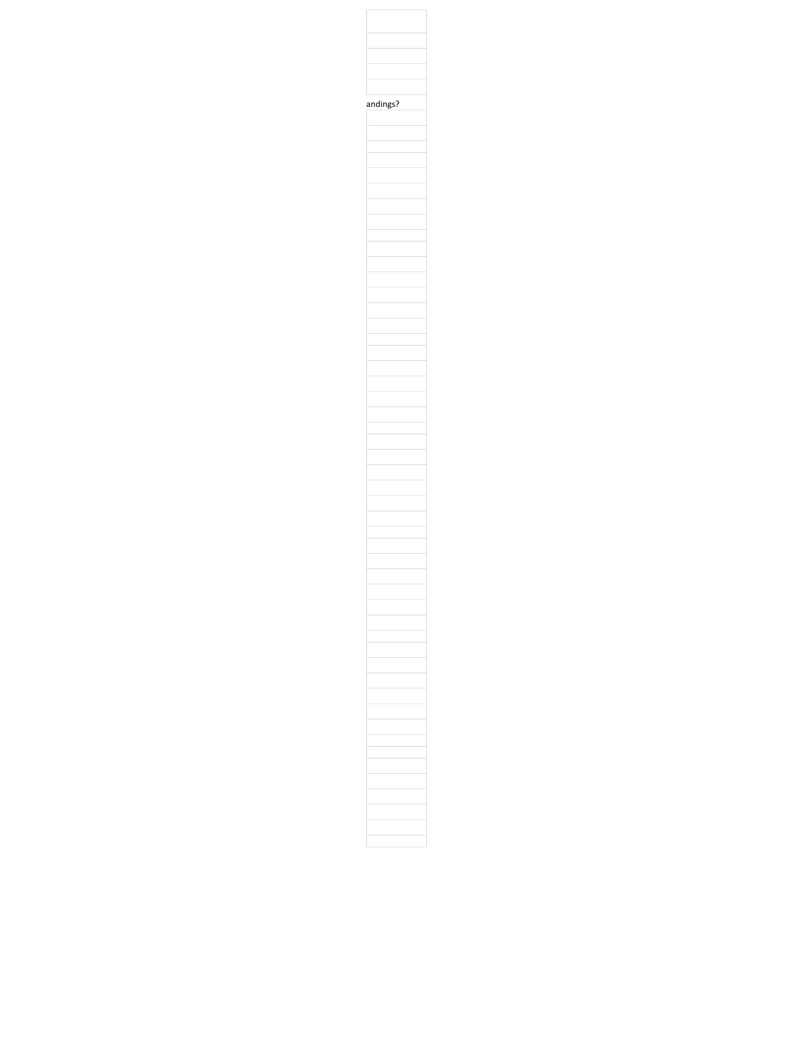andings?